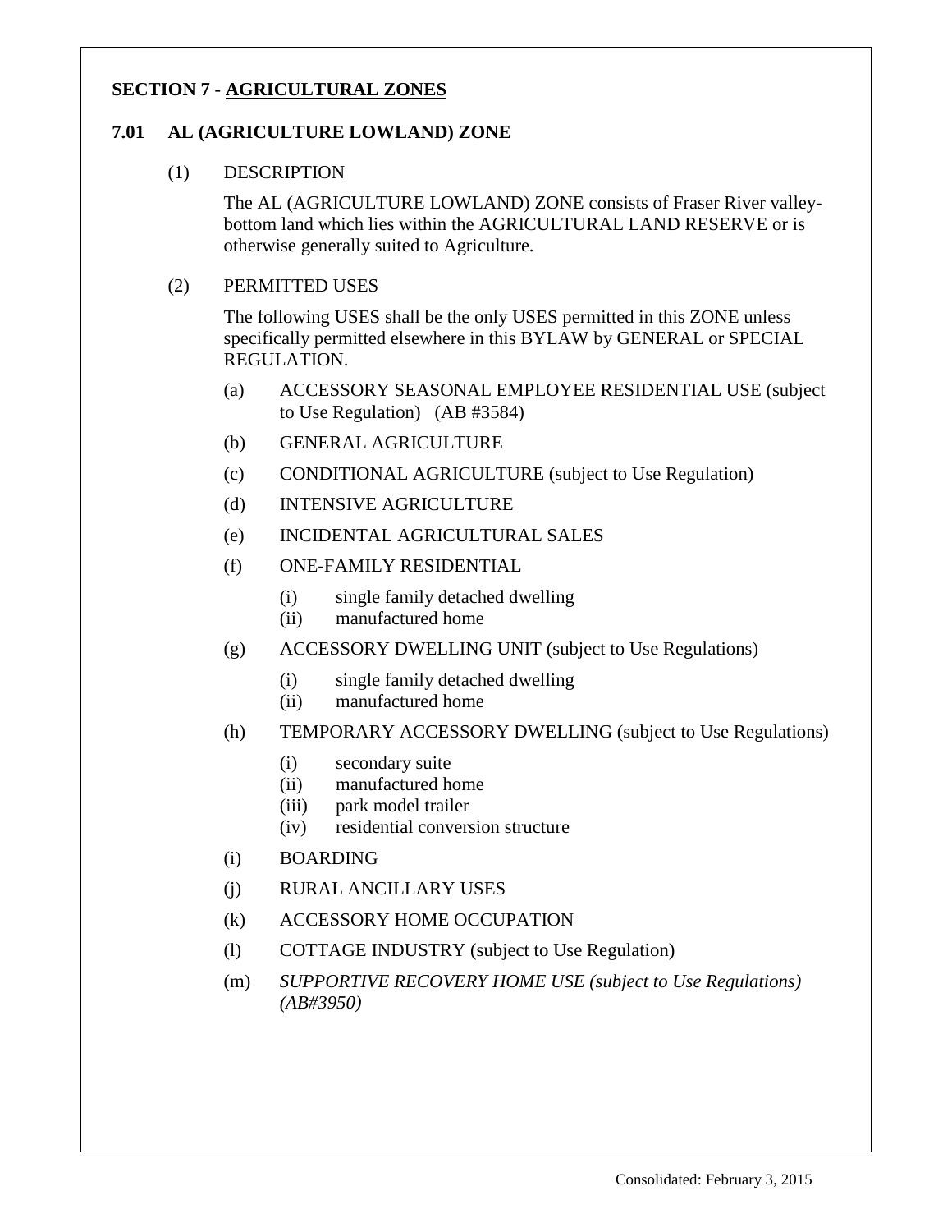## SECTION 7 - AGRICULTURAL ZONES

### 7.01 AL (AGRICULTURE LOWLAND) ZONE

(1) DESCRIPTION

The AL (AGRICULTURE LOWLAND) ZONE consists of Fraser River valley-bottom land which lies within the AGRICULTURAL LAND RESERVE or is otherwise generally suited to Agriculture.

(2) PERMITTED USES

The following USES shall be the only USES permitted in this ZONE unless specifically permitted elsewhere in this BYLAW by GENERAL or SPECIAL REGULATION.

(a) ACCESSORY SEASONAL EMPLOYEE RESIDENTIAL USE (subject to Use Regulation) (AB #3584)

(b) GENERAL AGRICULTURE

(c) CONDITIONAL AGRICULTURE (subject to Use Regulation)

(d) INTENSIVE AGRICULTURE

(e) INCIDENTAL AGRICULTURAL SALES

(f) ONE-FAMILY RESIDENTIAL
- (i) single family detached dwelling
- (ii) manufactured home

(g) ACCESSORY DWELLING UNIT (subject to Use Regulations)
- (i) single family detached dwelling
- (ii) manufactured home

(h) TEMPORARY ACCESSORY DWELLING (subject to Use Regulations)
- (i) secondary suite
- (ii) manufactured home
- (iii) park model trailer
- (iv) residential conversion structure

(i) BOARDING

(j) RURAL ANCILLARY USES

(k) ACCESSORY HOME OCCUPATION

(l) COTTAGE INDUSTRY (subject to Use Regulation)

(m) *SUPPORTIVE RECOVERY HOME USE (subject to Use Regulations) (AB#3950)*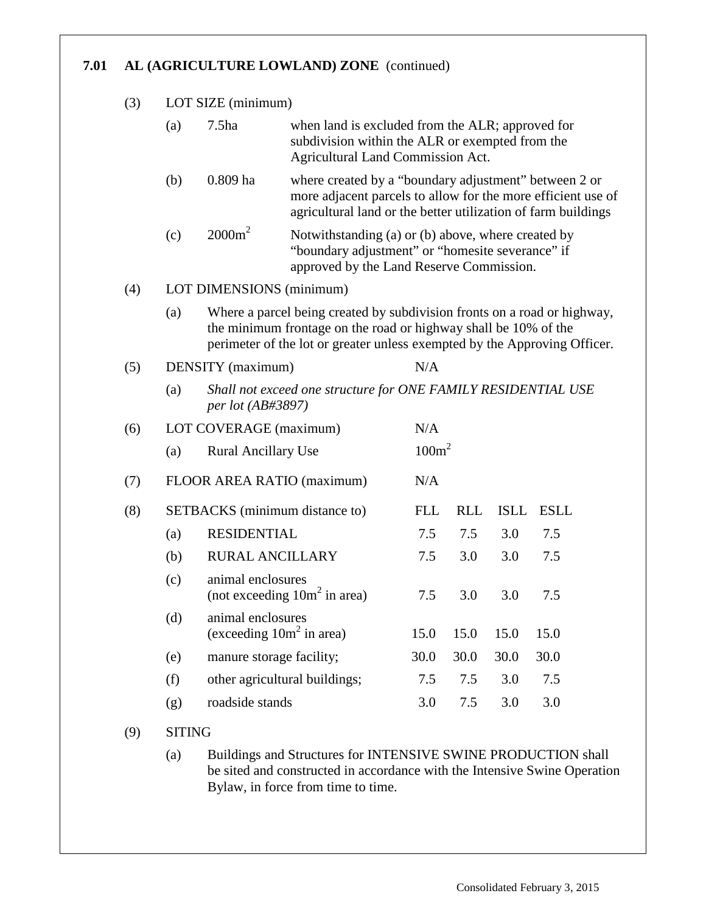## 7.01 AL (AGRICULTURE LOWLAND) ZONE (continued)

(3) LOT SIZE (minimum)

(a) 7.5ha when land is excluded from the ALR; approved for subdivision within the ALR or exempted from the Agricultural Land Commission Act.

(b) 0.809 ha where created by a "boundary adjustment" between 2 or more adjacent parcels to allow for the more efficient use of agricultural land or the better utilization of farm buildings

(c) $2000m^2$ Notwithstanding (a) or (b) above, where created by "boundary adjustment" or "homesite severance" if approved by the Land Reserve Commission.

(4) LOT DIMENSIONS (minimum)

(a) Where a parcel being created by subdivision fronts on a road or highway, the minimum frontage on the road or highway shall be 10% of the perimeter of the lot or greater unless exempted by the Approving Officer.

(5) DENSITY (maximum) N/A

(a) *Shall not exceed one structure for ONE FAMILY RESIDENTIAL USE per lot (AB#3897)*

(6) LOT COVERAGE (maximum) N/A

(a) Rural Ancillary Use $100m^2$

(7) FLOOR AREA RATIO (maximum) N/A

(8) SETBACKS (minimum distance to)

| | | FLL | RLL | ISLL | ESLL |
|---|---|---|---|---|---|
| (a) | RESIDENTIAL | 7.5 | 7.5 | 3.0 | 7.5 |
| (b) | RURAL ANCILLARY | 7.5 | 3.0 | 3.0 | 7.5 |
| (c) | animal enclosures (not exceeding $10m^2$ in area) | 7.5 | 3.0 | 3.0 | 7.5 |
| (d) | animal enclosures (exceeding $10m^2$ in area) | 15.0 | 15.0 | 15.0 | 15.0 |
| (e) | manure storage facility; | 30.0 | 30.0 | 30.0 | 30.0 |
| (f) | other agricultural buildings; | 7.5 | 7.5 | 3.0 | 7.5 |
| (g) | roadside stands | 3.0 | 7.5 | 3.0 | 3.0 |

(9) SITING

(a) Buildings and Structures for INTENSIVE SWINE PRODUCTION shall be sited and constructed in accordance with the Intensive Swine Operation Bylaw, in force from time to time.

Consolidated February 3, 2015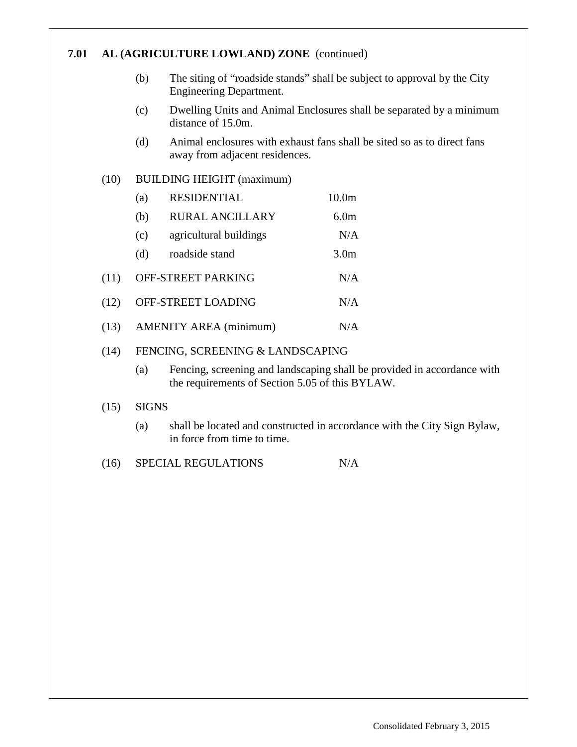## 7.01 AL (AGRICULTURE LOWLAND) ZONE (continued)

(b) The siting of "roadside stands" shall be subject to approval by the City Engineering Department.

(c) Dwelling Units and Animal Enclosures shall be separated by a minimum distance of 15.0m.

(d) Animal enclosures with exhaust fans shall be sited so as to direct fans away from adjacent residences.

(10) BUILDING HEIGHT (maximum)

| | | |
|---|---|---|
| (a) | RESIDENTIAL | 10.0m |
| (b) | RURAL ANCILLARY | 6.0m |
| (c) | agricultural buildings | N/A |
| (d) | roadside stand | 3.0m |

(11) OFF-STREET PARKING N/A

(12) OFF-STREET LOADING N/A

(13) AMENITY AREA (minimum) N/A

(14) FENCING, SCREENING & LANDSCAPING

(a) Fencing, screening and landscaping shall be provided in accordance with the requirements of Section 5.05 of this BYLAW.

(15) SIGNS

(a) shall be located and constructed in accordance with the City Sign Bylaw, in force from time to time.

(16) SPECIAL REGULATIONS N/A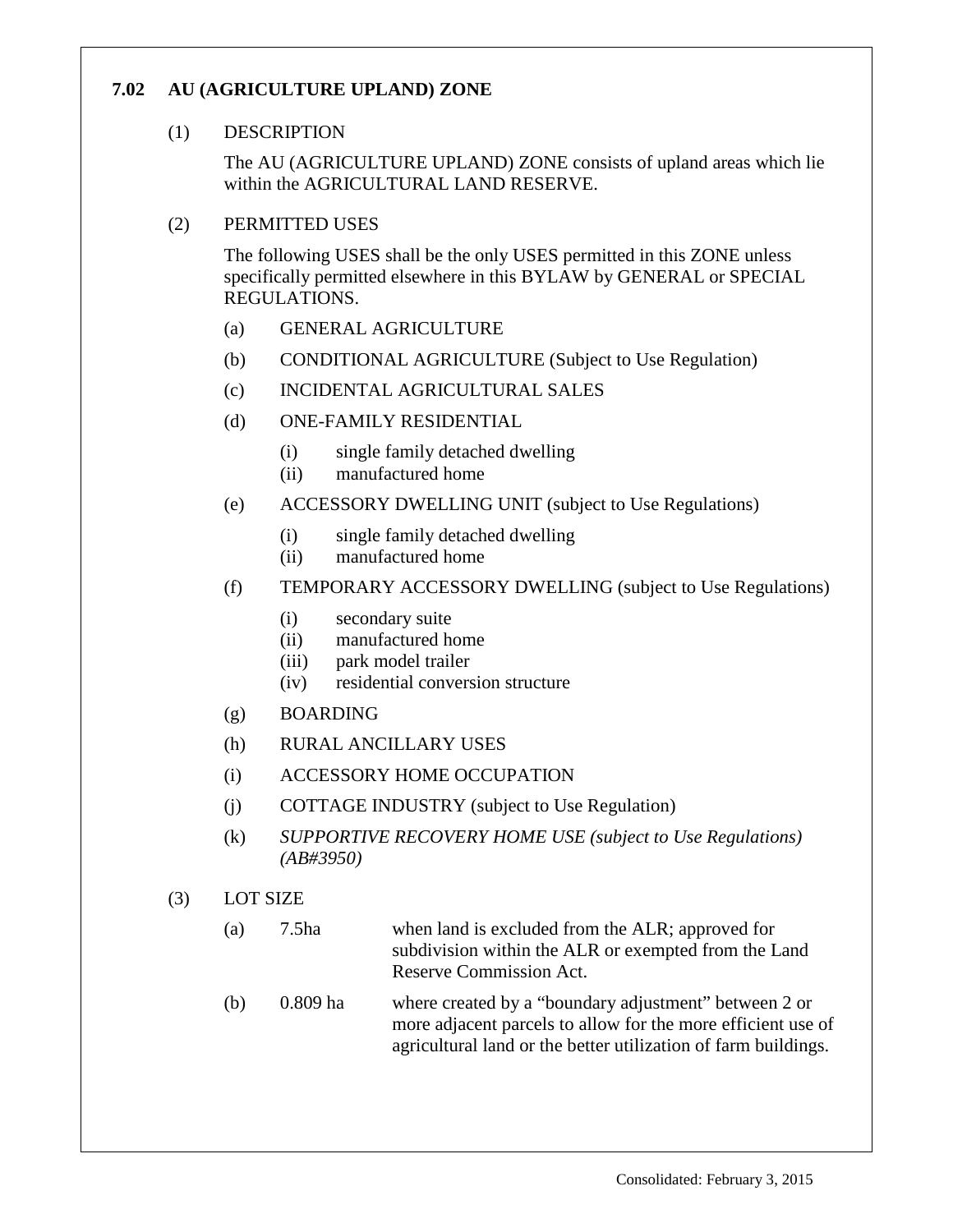## 7.02 AU (AGRICULTURE UPLAND) ZONE

(1) DESCRIPTION

The AU (AGRICULTURE UPLAND) ZONE consists of upland areas which lie within the AGRICULTURAL LAND RESERVE.

(2) PERMITTED USES

The following USES shall be the only USES permitted in this ZONE unless specifically permitted elsewhere in this BYLAW by GENERAL or SPECIAL REGULATIONS.

- (a) GENERAL AGRICULTURE
- (b) CONDITIONAL AGRICULTURE (Subject to Use Regulation)
- (c) INCIDENTAL AGRICULTURAL SALES
- (d) ONE-FAMILY RESIDENTIAL
  - (i) single family detached dwelling
  - (ii) manufactured home
- (e) ACCESSORY DWELLING UNIT (subject to Use Regulations)
  - (i) single family detached dwelling
  - (ii) manufactured home
- (f) TEMPORARY ACCESSORY DWELLING (subject to Use Regulations)
  - (i) secondary suite
  - (ii) manufactured home
  - (iii) park model trailer
  - (iv) residential conversion structure
- (g) BOARDING
- (h) RURAL ANCILLARY USES
- (i) ACCESSORY HOME OCCUPATION
- (j) COTTAGE INDUSTRY (subject to Use Regulation)
- (k) *SUPPORTIVE RECOVERY HOME USE (subject to Use Regulations) (AB#3950)*

(3) LOT SIZE

- (a) 7.5ha — when land is excluded from the ALR; approved for subdivision within the ALR or exempted from the Land Reserve Commission Act.
- (b) 0.809 ha — where created by a “boundary adjustment” between 2 or more adjacent parcels to allow for the more efficient use of agricultural land or the better utilization of farm buildings.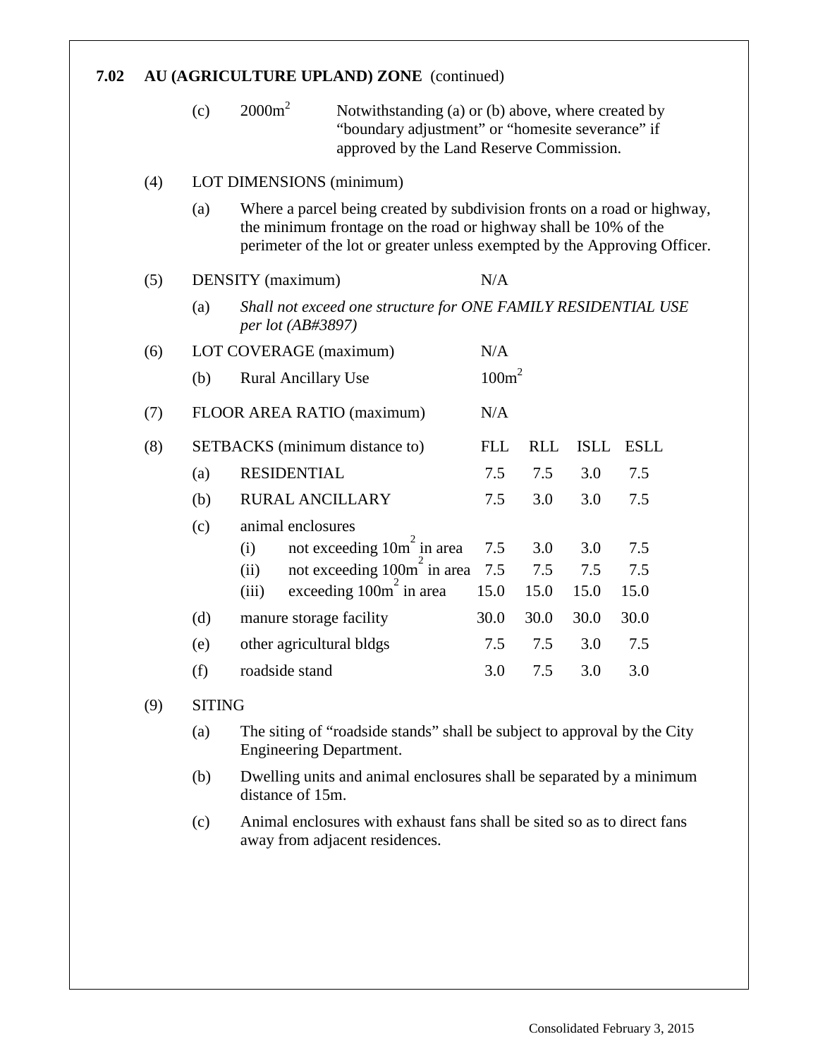## 7.02 AU (AGRICULTURE UPLAND) ZONE (continued)

(c) $2000m^2$ Notwithstanding (a) or (b) above, where created by "boundary adjustment" or "homesite severance" if approved by the Land Reserve Commission.

(4) LOT DIMENSIONS (minimum)

(a) Where a parcel being created by subdivision fronts on a road or highway, the minimum frontage on the road or highway shall be 10% of the perimeter of the lot or greater unless exempted by the Approving Officer.

(5) DENSITY (maximum) N/A

(a) *Shall not exceed one structure for ONE FAMILY RESIDENTIAL USE per lot (AB#3897)*

(6) LOT COVERAGE (maximum) N/A

(b) Rural Ancillary Use $100m^2$

(7) FLOOR AREA RATIO (maximum) N/A

(8) SETBACKS (minimum distance to)

| | | FLL | RLL | ISLL | ESLL |
|---|---|---|---|---|---|
| (a) | RESIDENTIAL | 7.5 | 7.5 | 3.0 | 7.5 |
| (b) | RURAL ANCILLARY | 7.5 | 3.0 | 3.0 | 7.5 |
| (c) | animal enclosures | | | | |
| | (i) not exceeding $10m^2$ in area | 7.5 | 3.0 | 3.0 | 7.5 |
| | (ii) not exceeding $100m^2$ in area | 7.5 | 7.5 | 7.5 | 7.5 |
| | (iii) exceeding $100m^2$ in area | 15.0 | 15.0 | 15.0 | 15.0 |
| (d) | manure storage facility | 30.0 | 30.0 | 30.0 | 30.0 |
| (e) | other agricultural bldgs | 7.5 | 7.5 | 3.0 | 7.5 |
| (f) | roadside stand | 3.0 | 7.5 | 3.0 | 3.0 |

(9) SITING

(a) The siting of "roadside stands" shall be subject to approval by the City Engineering Department.

(b) Dwelling units and animal enclosures shall be separated by a minimum distance of 15m.

(c) Animal enclosures with exhaust fans shall be sited so as to direct fans away from adjacent residences.

Consolidated February 3, 2015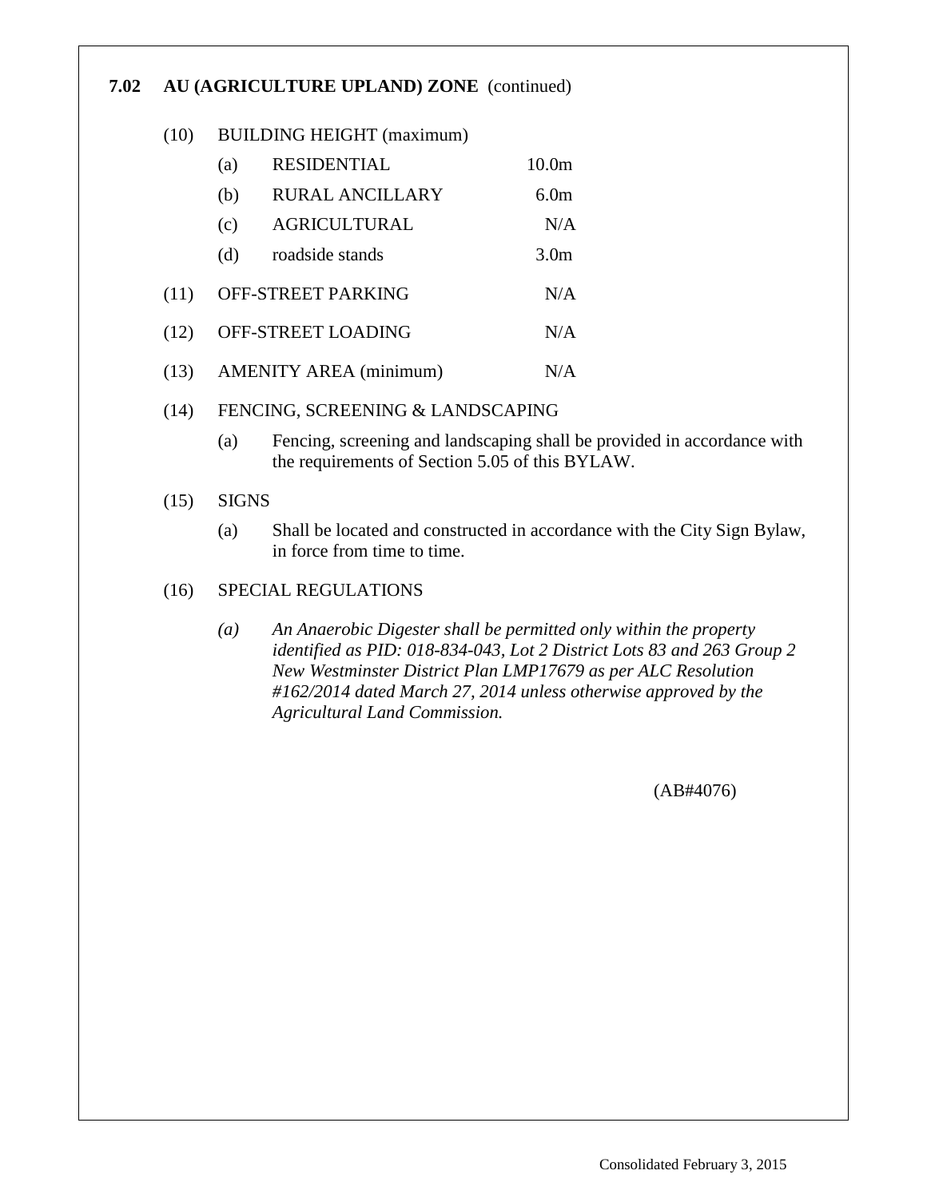## 7.02 AU (AGRICULTURE UPLAND) ZONE (continued)

(10) BUILDING HEIGHT (maximum)

| | | |
|---|---|---|
| (a) | RESIDENTIAL | 10.0m |
| (b) | RURAL ANCILLARY | 6.0m |
| (c) | AGRICULTURAL | N/A |
| (d) | roadside stands | 3.0m |

(11) OFF-STREET PARKING N/A

(12) OFF-STREET LOADING N/A

(13) AMENITY AREA (minimum) N/A

(14) FENCING, SCREENING & LANDSCAPING

(a) Fencing, screening and landscaping shall be provided in accordance with the requirements of Section 5.05 of this BYLAW.

(15) SIGNS

(a) Shall be located and constructed in accordance with the City Sign Bylaw, in force from time to time.

(16) SPECIAL REGULATIONS

*(a) An Anaerobic Digester shall be permitted only within the property identified as PID: 018-834-043, Lot 2 District Lots 83 and 263 Group 2 New Westminster District Plan LMP17679 as per ALC Resolution #162/2014 dated March 27, 2014 unless otherwise approved by the Agricultural Land Commission.*

(AB#4076)

Consolidated February 3, 2015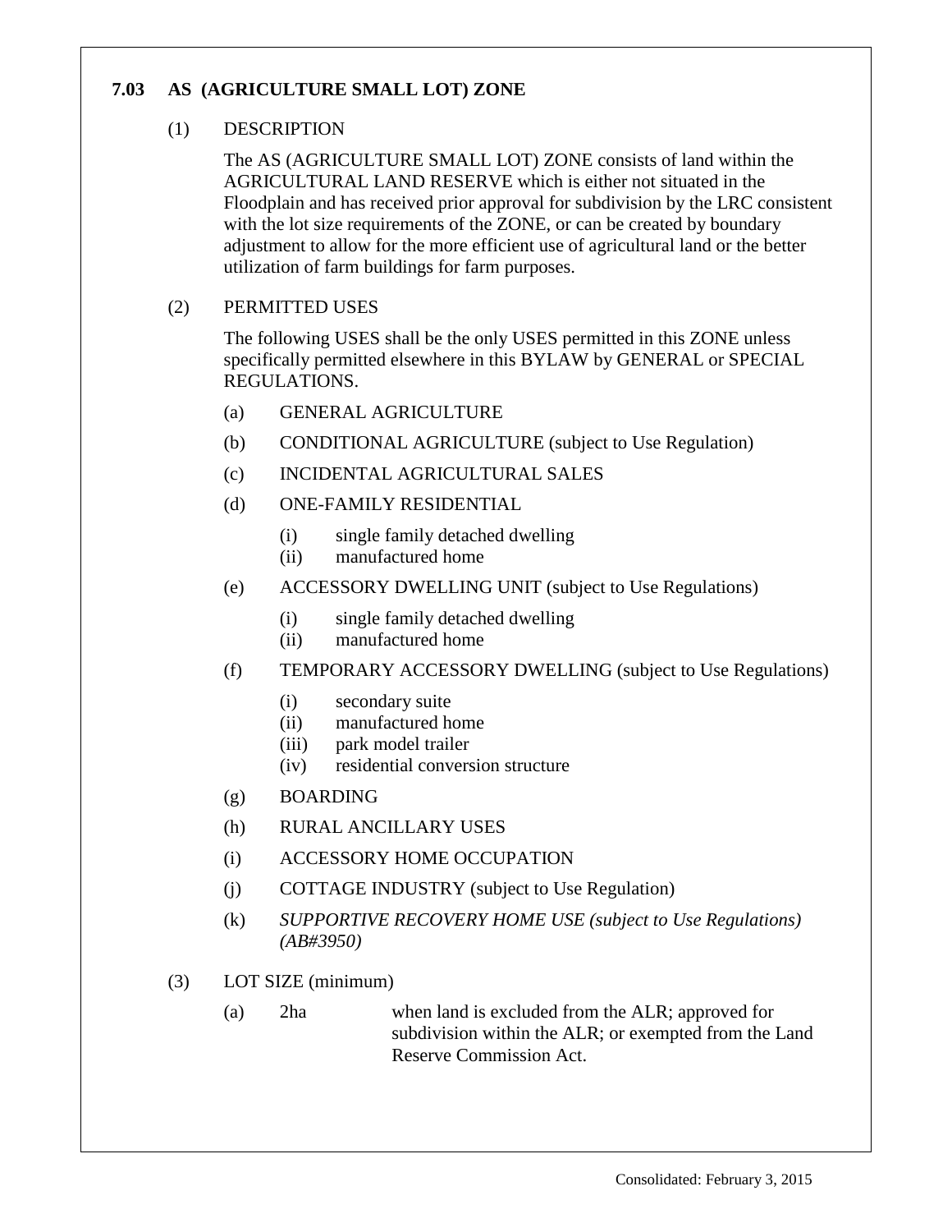## 7.03 AS (AGRICULTURE SMALL LOT) ZONE

(1) DESCRIPTION

The AS (AGRICULTURE SMALL LOT) ZONE consists of land within the AGRICULTURAL LAND RESERVE which is either not situated in the Floodplain and has received prior approval for subdivision by the LRC consistent with the lot size requirements of the ZONE, or can be created by boundary adjustment to allow for the more efficient use of agricultural land or the better utilization of farm buildings for farm purposes.

(2) PERMITTED USES

The following USES shall be the only USES permitted in this ZONE unless specifically permitted elsewhere in this BYLAW by GENERAL or SPECIAL REGULATIONS.

- (a) GENERAL AGRICULTURE
- (b) CONDITIONAL AGRICULTURE (subject to Use Regulation)
- (c) INCIDENTAL AGRICULTURAL SALES
- (d) ONE-FAMILY RESIDENTIAL
  - (i) single family detached dwelling
  - (ii) manufactured home
- (e) ACCESSORY DWELLING UNIT (subject to Use Regulations)
  - (i) single family detached dwelling
  - (ii) manufactured home
- (f) TEMPORARY ACCESSORY DWELLING (subject to Use Regulations)
  - (i) secondary suite
  - (ii) manufactured home
  - (iii) park model trailer
  - (iv) residential conversion structure
- (g) BOARDING
- (h) RURAL ANCILLARY USES
- (i) ACCESSORY HOME OCCUPATION
- (j) COTTAGE INDUSTRY (subject to Use Regulation)
- (k) *SUPPORTIVE RECOVERY HOME USE (subject to Use Regulations) (AB#3950)*

(3) LOT SIZE (minimum)

(a) 2ha when land is excluded from the ALR; approved for subdivision within the ALR; or exempted from the Land Reserve Commission Act.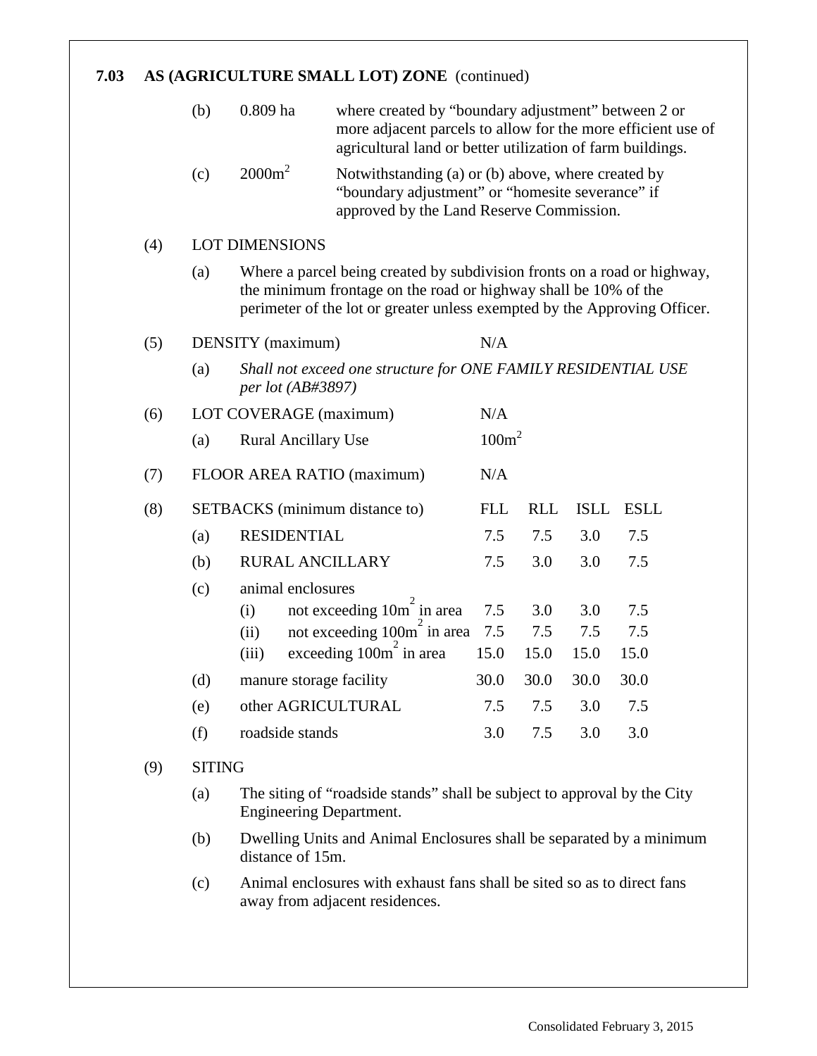## 7.03 AS (AGRICULTURE SMALL LOT) ZONE (continued)

(b) 0.809 ha — where created by "boundary adjustment" between 2 or more adjacent parcels to allow for the more efficient use of agricultural land or better utilization of farm buildings.

(c) $2000m^2$ — Notwithstanding (a) or (b) above, where created by "boundary adjustment" or "homesite severance" if approved by the Land Reserve Commission.

(4) LOT DIMENSIONS

(a) Where a parcel being created by subdivision fronts on a road or highway, the minimum frontage on the road or highway shall be 10% of the perimeter of the lot or greater unless exempted by the Approving Officer.

(5) DENSITY (maximum) N/A

(a) *Shall not exceed one structure for ONE FAMILY RESIDENTIAL USE per lot (AB#3897)*

(6) LOT COVERAGE (maximum) N/A

(a) Rural Ancillary Use $100m^2$

(7) FLOOR AREA RATIO (maximum) N/A

(8) SETBACKS (minimum distance to)

| | | FLL | RLL | ISLL | ESLL |
|---|---|---|---|---|---|
| (a) | RESIDENTIAL | 7.5 | 7.5 | 3.0 | 7.5 |
| (b) | RURAL ANCILLARY | 7.5 | 3.0 | 3.0 | 7.5 |
| (c) | animal enclosures | | | | |
| | (i) not exceeding $10m^2$ in area | 7.5 | 3.0 | 3.0 | 7.5 |
| | (ii) not exceeding $100m^2$ in area | 7.5 | 7.5 | 7.5 | 7.5 |
| | (iii) exceeding $100m^2$ in area | 15.0 | 15.0 | 15.0 | 15.0 |
| (d) | manure storage facility | 30.0 | 30.0 | 30.0 | 30.0 |
| (e) | other AGRICULTURAL | 7.5 | 7.5 | 3.0 | 7.5 |
| (f) | roadside stands | 3.0 | 7.5 | 3.0 | 3.0 |

(9) SITING

(a) The siting of "roadside stands" shall be subject to approval by the City Engineering Department.

(b) Dwelling Units and Animal Enclosures shall be separated by a minimum distance of 15m.

(c) Animal enclosures with exhaust fans shall be sited so as to direct fans away from adjacent residences.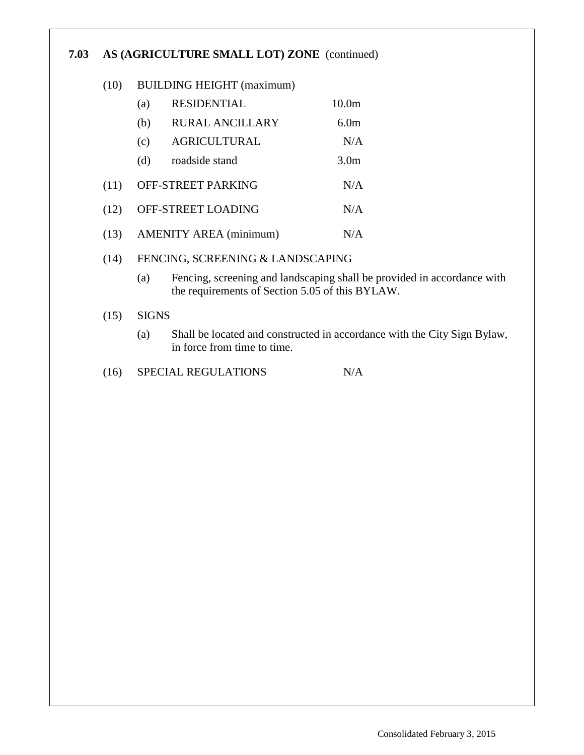## 7.03 AS (AGRICULTURE SMALL LOT) ZONE (continued)

(10) BUILDING HEIGHT (maximum)

- (a) RESIDENTIAL 10.0m
- (b) RURAL ANCILLARY 6.0m
- (c) AGRICULTURAL N/A
- (d) roadside stand 3.0m

(11) OFF-STREET PARKING N/A

(12) OFF-STREET LOADING N/A

(13) AMENITY AREA (minimum) N/A

(14) FENCING, SCREENING & LANDSCAPING

- (a) Fencing, screening and landscaping shall be provided in accordance with the requirements of Section 5.05 of this BYLAW.

(15) SIGNS

- (a) Shall be located and constructed in accordance with the City Sign Bylaw, in force from time to time.

(16) SPECIAL REGULATIONS N/A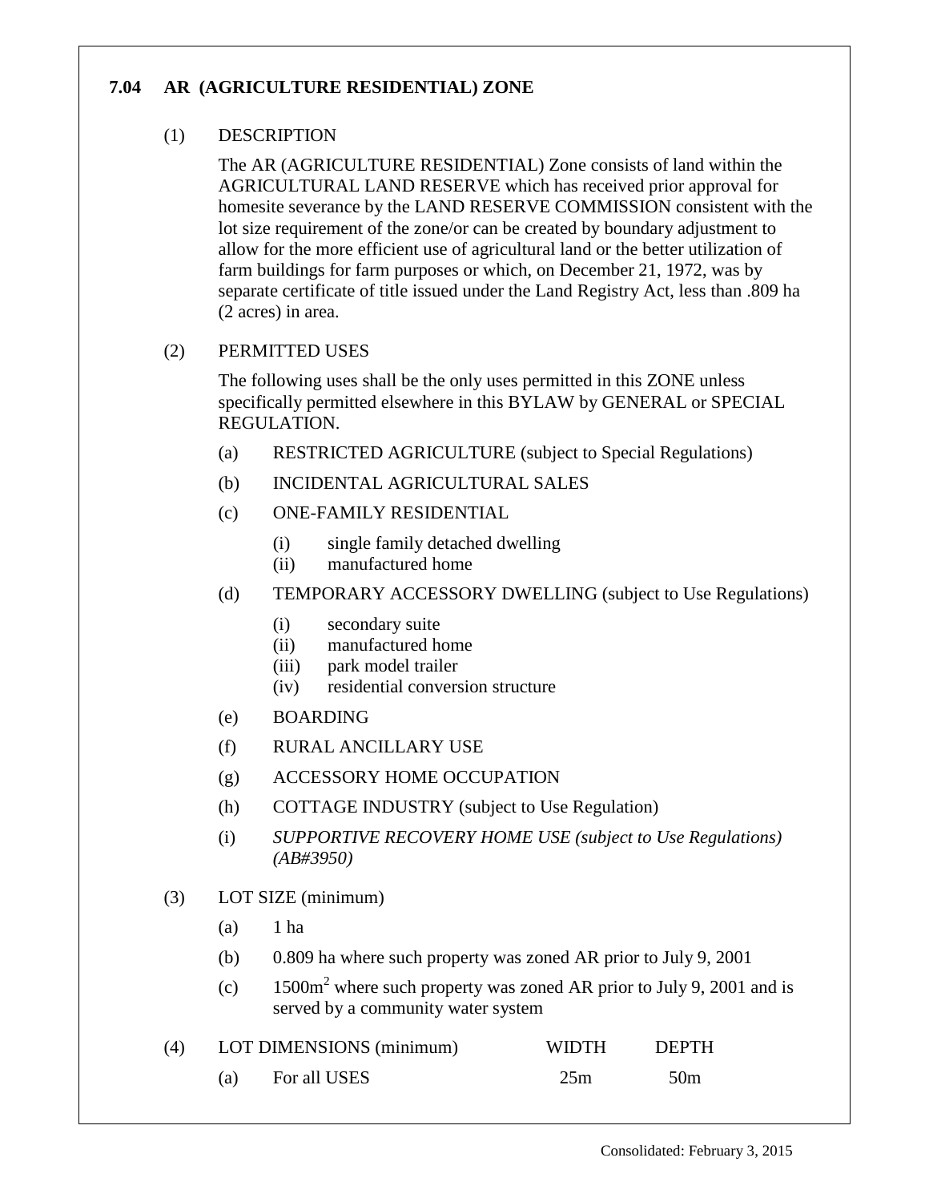## 7.04 AR (AGRICULTURE RESIDENTIAL) ZONE

(1) DESCRIPTION

The AR (AGRICULTURE RESIDENTIAL) Zone consists of land within the AGRICULTURAL LAND RESERVE which has received prior approval for homesite severance by the LAND RESERVE COMMISSION consistent with the lot size requirement of the zone/or can be created by boundary adjustment to allow for the more efficient use of agricultural land or the better utilization of farm buildings for farm purposes or which, on December 21, 1972, was by separate certificate of title issued under the Land Registry Act, less than .809 ha (2 acres) in area.

(2) PERMITTED USES

The following uses shall be the only uses permitted in this ZONE unless specifically permitted elsewhere in this BYLAW by GENERAL or SPECIAL REGULATION.

(a) RESTRICTED AGRICULTURE (subject to Special Regulations)

(b) INCIDENTAL AGRICULTURAL SALES

(c) ONE-FAMILY RESIDENTIAL

- (i) single family detached dwelling
- (ii) manufactured home

(d) TEMPORARY ACCESSORY DWELLING (subject to Use Regulations)

- (i) secondary suite
- (ii) manufactured home
- (iii) park model trailer
- (iv) residential conversion structure

(e) BOARDING

(f) RURAL ANCILLARY USE

(g) ACCESSORY HOME OCCUPATION

(h) COTTAGE INDUSTRY (subject to Use Regulation)

(i) *SUPPORTIVE RECOVERY HOME USE (subject to Use Regulations) (AB#3950)*

(3) LOT SIZE (minimum)

(a) 1 ha

(b) 0.809 ha where such property was zoned AR prior to July 9, 2001

(c) 1500m$^2$ where such property was zoned AR prior to July 9, 2001 and is served by a community water system

| (4) LOT DIMENSIONS (minimum) | WIDTH | DEPTH |
| --- | --- | --- |
| (a) For all USES | 25m | 50m |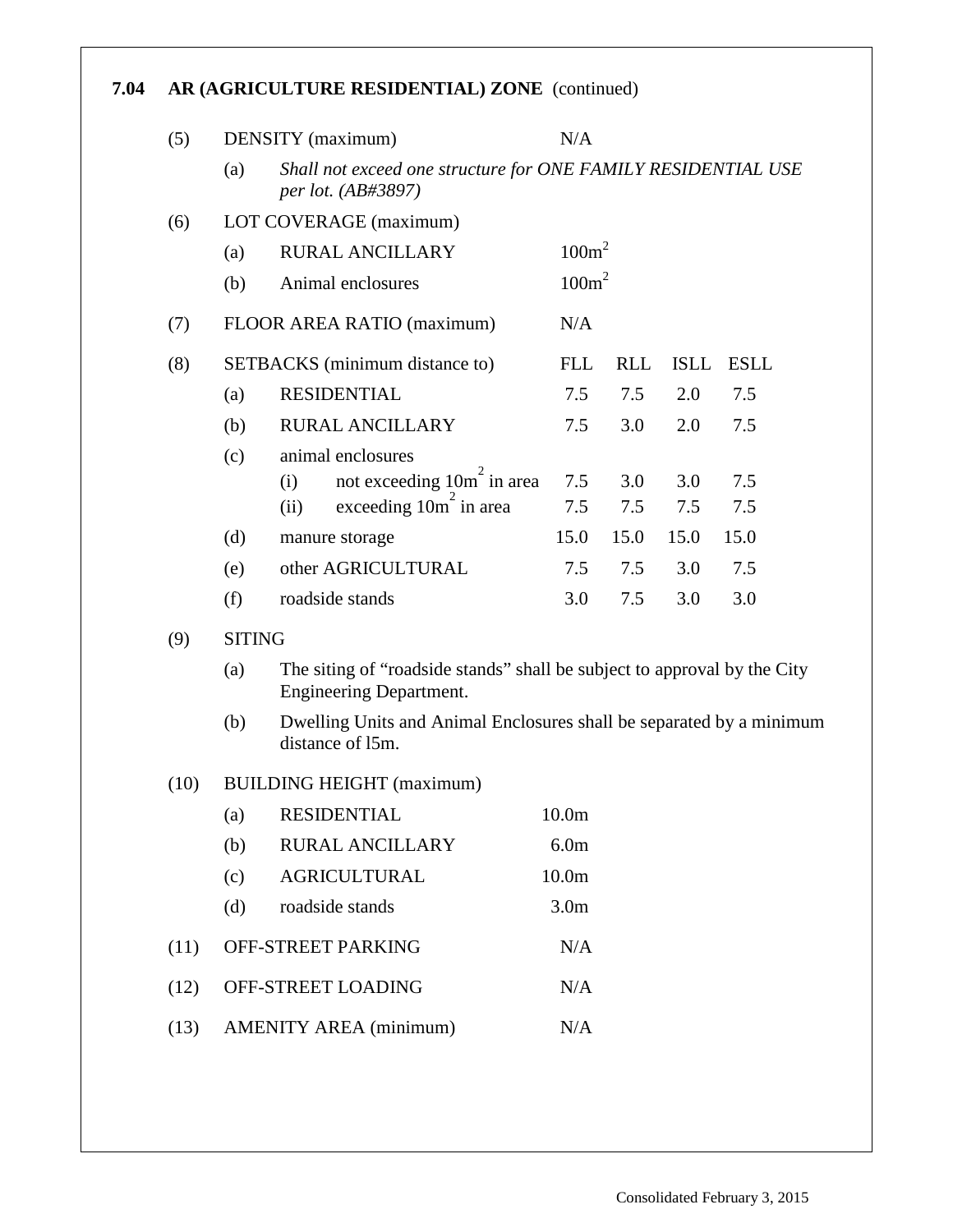## 7.04 AR (AGRICULTURE RESIDENTIAL) ZONE (continued)

(5) DENSITY (maximum) N/A

(a) *Shall not exceed one structure for ONE FAMILY RESIDENTIAL USE per lot. (AB#3897)*

(6) LOT COVERAGE (maximum)

| | | |
|---|---|---|
| (a) | RURAL ANCILLARY | $100m^2$ |
| (b) | Animal enclosures | $100m^2$ |

(7) FLOOR AREA RATIO (maximum) N/A

(8) SETBACKS (minimum distance to)

| | | | FLL | RLL | ISLL | ESLL |
|---|---|---|---|---|---|---|
| (a) | RESIDENTIAL | | 7.5 | 7.5 | 2.0 | 7.5 |
| (b) | RURAL ANCILLARY | | 7.5 | 3.0 | 2.0 | 7.5 |
| (c) | animal enclosures | | | | | |
| | (i) | not exceeding $10m^2$ in area | 7.5 | 3.0 | 3.0 | 7.5 |
| | (ii) | exceeding $10m^2$ in area | 7.5 | 7.5 | 7.5 | 7.5 |
| (d) | manure storage | | 15.0 | 15.0 | 15.0 | 15.0 |
| (e) | other AGRICULTURAL | | 7.5 | 7.5 | 3.0 | 7.5 |
| (f) | roadside stands | | 3.0 | 7.5 | 3.0 | 3.0 |

(9) SITING

(a) The siting of "roadside stands" shall be subject to approval by the City Engineering Department.

(b) Dwelling Units and Animal Enclosures shall be separated by a minimum distance of l5m.

(10) BUILDING HEIGHT (maximum)

| | | |
|---|---|---|
| (a) | RESIDENTIAL | 10.0m |
| (b) | RURAL ANCILLARY | 6.0m |
| (c) | AGRICULTURAL | 10.0m |
| (d) | roadside stands | 3.0m |

(11) OFF-STREET PARKING N/A

(12) OFF-STREET LOADING N/A

(13) AMENITY AREA (minimum) N/A

Consolidated February 3, 2015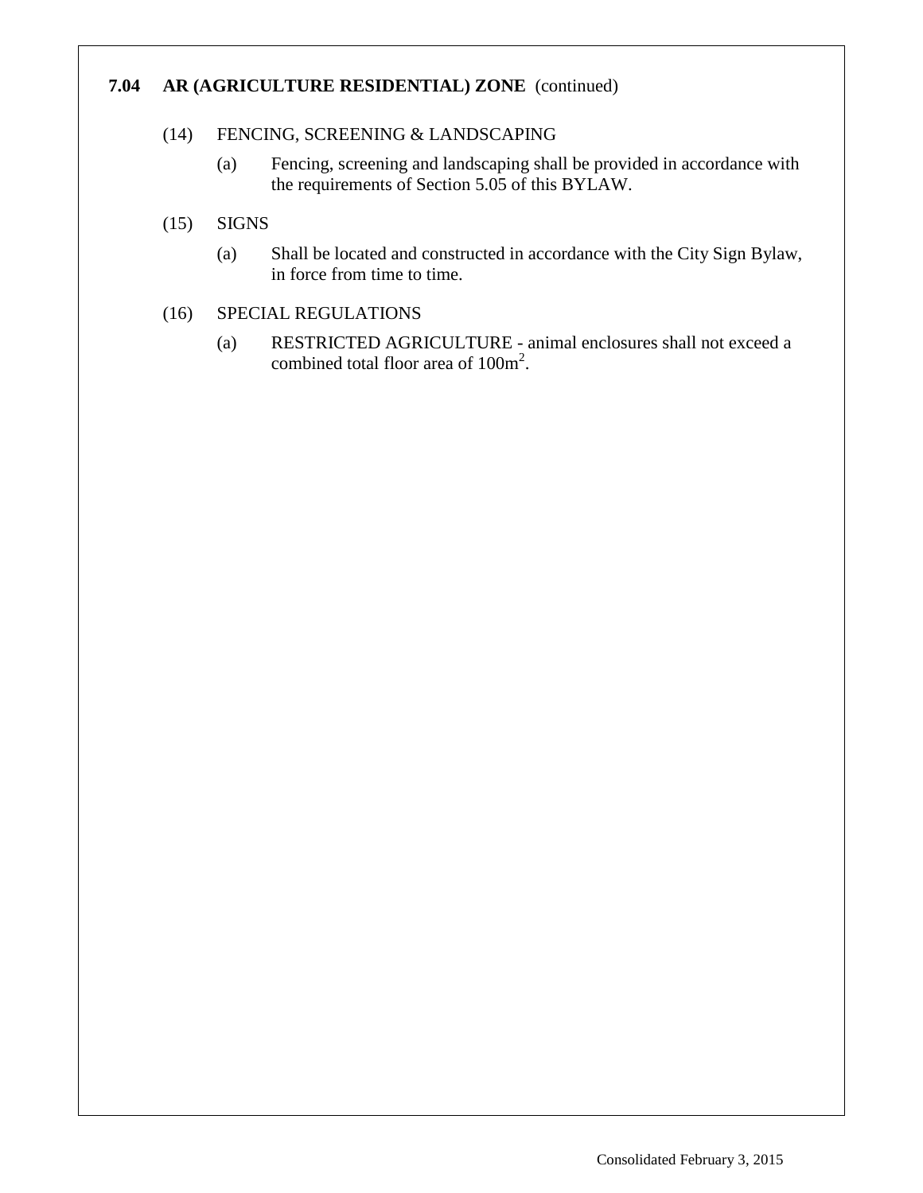## 7.04 AR (AGRICULTURE RESIDENTIAL) ZONE (continued)

(14) FENCING, SCREENING & LANDSCAPING

(a) Fencing, screening and landscaping shall be provided in accordance with the requirements of Section 5.05 of this BYLAW.

(15) SIGNS

(a) Shall be located and constructed in accordance with the City Sign Bylaw, in force from time to time.

(16) SPECIAL REGULATIONS

(a) RESTRICTED AGRICULTURE - animal enclosures shall not exceed a combined total floor area of $100m^2$.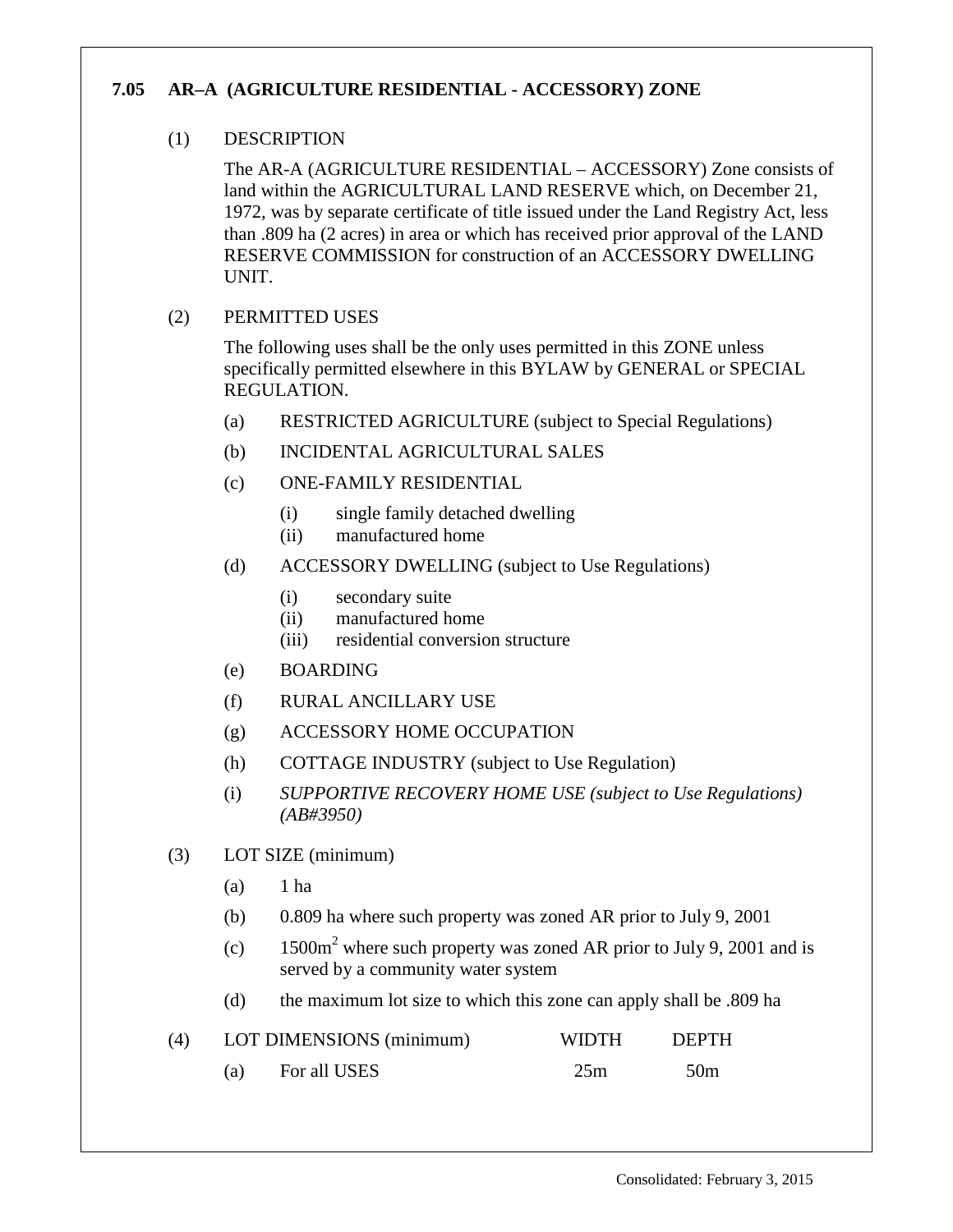## 7.05 AR–A (AGRICULTURE RESIDENTIAL - ACCESSORY) ZONE

(1) DESCRIPTION

The AR-A (AGRICULTURE RESIDENTIAL – ACCESSORY) Zone consists of land within the AGRICULTURAL LAND RESERVE which, on December 21, 1972, was by separate certificate of title issued under the Land Registry Act, less than .809 ha (2 acres) in area or which has received prior approval of the LAND RESERVE COMMISSION for construction of an ACCESSORY DWELLING UNIT.

(2) PERMITTED USES

The following uses shall be the only uses permitted in this ZONE unless specifically permitted elsewhere in this BYLAW by GENERAL or SPECIAL REGULATION.

- (a) RESTRICTED AGRICULTURE (subject to Special Regulations)
- (b) INCIDENTAL AGRICULTURAL SALES
- (c) ONE-FAMILY RESIDENTIAL
  - (i) single family detached dwelling
  - (ii) manufactured home
- (d) ACCESSORY DWELLING (subject to Use Regulations)
  - (i) secondary suite
  - (ii) manufactured home
  - (iii) residential conversion structure
- (e) BOARDING
- (f) RURAL ANCILLARY USE
- (g) ACCESSORY HOME OCCUPATION
- (h) COTTAGE INDUSTRY (subject to Use Regulation)
- (i) *SUPPORTIVE RECOVERY HOME USE (subject to Use Regulations) (AB#3950)*

(3) LOT SIZE (minimum)

- (a) 1 ha
- (b) 0.809 ha where such property was zoned AR prior to July 9, 2001
- (c) 1500m$^2$ where such property was zoned AR prior to July 9, 2001 and is served by a community water system
- (d) the maximum lot size to which this zone can apply shall be .809 ha

(4) LOT DIMENSIONS (minimum)

| | WIDTH | DEPTH |
|---|---|---|
| (a) For all USES | 25m | 50m |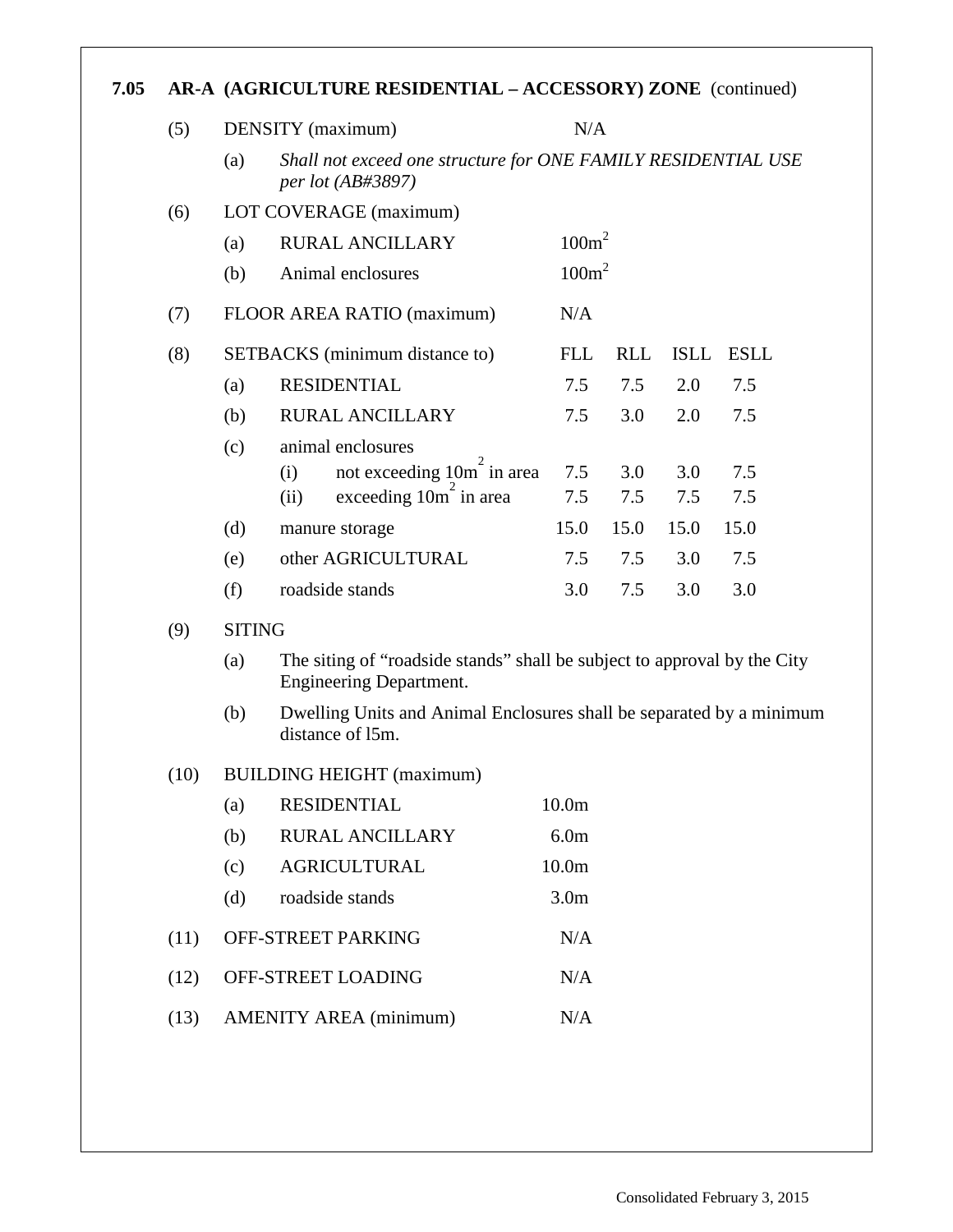## 7.05 AR-A (AGRICULTURE RESIDENTIAL – ACCESSORY) ZONE (continued)

(5) DENSITY (maximum) N/A

(a) *Shall not exceed one structure for ONE FAMILY RESIDENTIAL USE per lot (AB#3897)*

(6) LOT COVERAGE (maximum)

| | | |
|---|---|---|
| (a) | RURAL ANCILLARY | $100m^2$ |
| (b) | Animal enclosures | $100m^2$ |

(7) FLOOR AREA RATIO (maximum) N/A

(8) SETBACKS (minimum distance to)

| | | FLL | RLL | ISLL | ESLL |
|---|---|---|---|---|---|
| (a) | RESIDENTIAL | 7.5 | 7.5 | 2.0 | 7.5 |
| (b) | RURAL ANCILLARY | 7.5 | 3.0 | 2.0 | 7.5 |
| (c) | animal enclosures | | | | |
| | (i) not exceeding $10m^2$ in area | 7.5 | 3.0 | 3.0 | 7.5 |
| | (ii) exceeding $10m^2$ in area | 7.5 | 7.5 | 7.5 | 7.5 |
| (d) | manure storage | 15.0 | 15.0 | 15.0 | 15.0 |
| (e) | other AGRICULTURAL | 7.5 | 7.5 | 3.0 | 7.5 |
| (f) | roadside stands | 3.0 | 7.5 | 3.0 | 3.0 |

(9) SITING

(a) The siting of "roadside stands" shall be subject to approval by the City Engineering Department.

(b) Dwelling Units and Animal Enclosures shall be separated by a minimum distance of l5m.

(10) BUILDING HEIGHT (maximum)

| | | |
|---|---|---|
| (a) | RESIDENTIAL | 10.0m |
| (b) | RURAL ANCILLARY | 6.0m |
| (c) | AGRICULTURAL | 10.0m |
| (d) | roadside stands | 3.0m |

(11) OFF-STREET PARKING N/A

(12) OFF-STREET LOADING N/A

(13) AMENITY AREA (minimum) N/A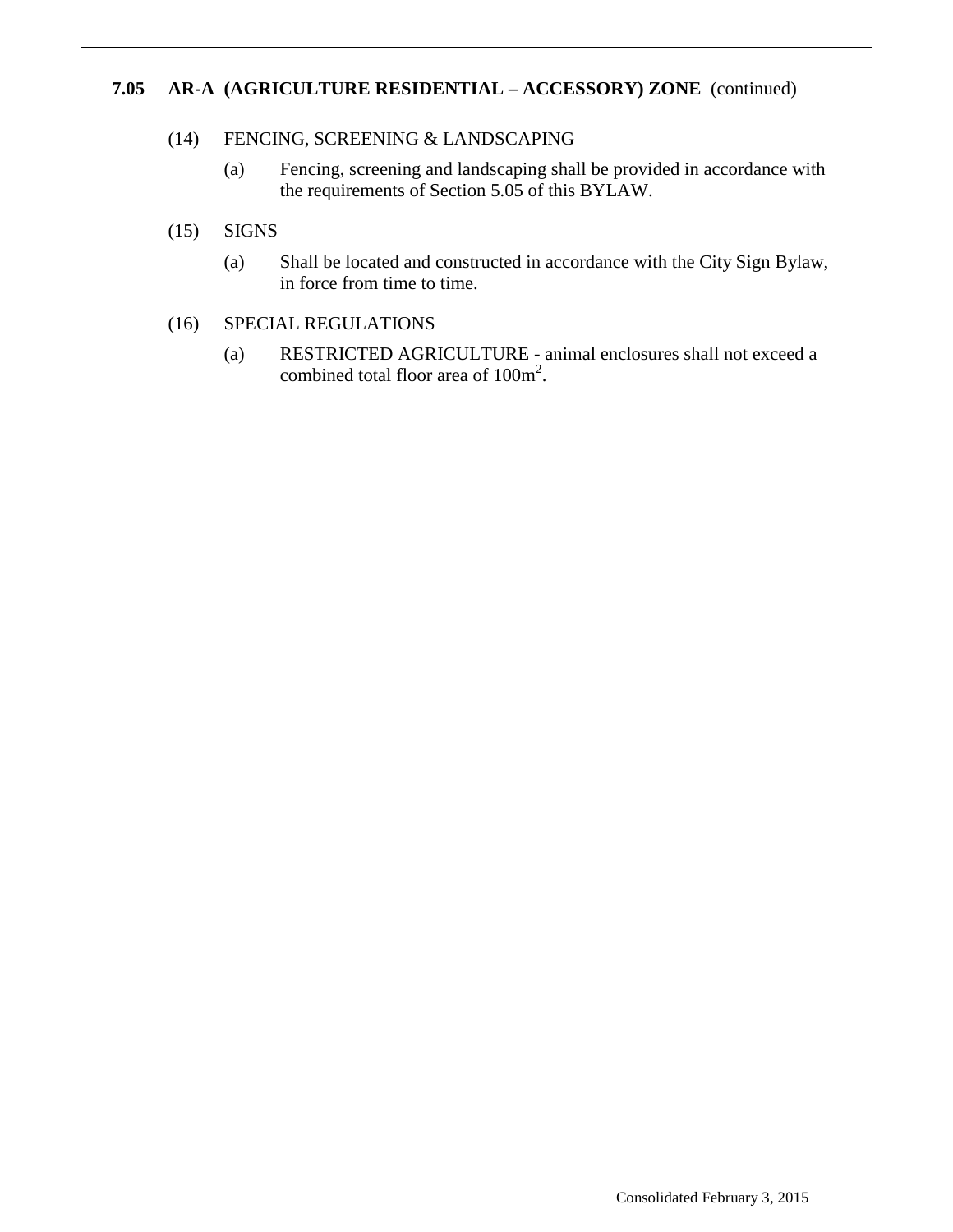## 7.05 AR-A (AGRICULTURE RESIDENTIAL – ACCESSORY) ZONE (continued)

(14) FENCING, SCREENING & LANDSCAPING

(a) Fencing, screening and landscaping shall be provided in accordance with the requirements of Section 5.05 of this BYLAW.

(15) SIGNS

(a) Shall be located and constructed in accordance with the City Sign Bylaw, in force from time to time.

(16) SPECIAL REGULATIONS

(a) RESTRICTED AGRICULTURE - animal enclosures shall not exceed a combined total floor area of $100m^2$.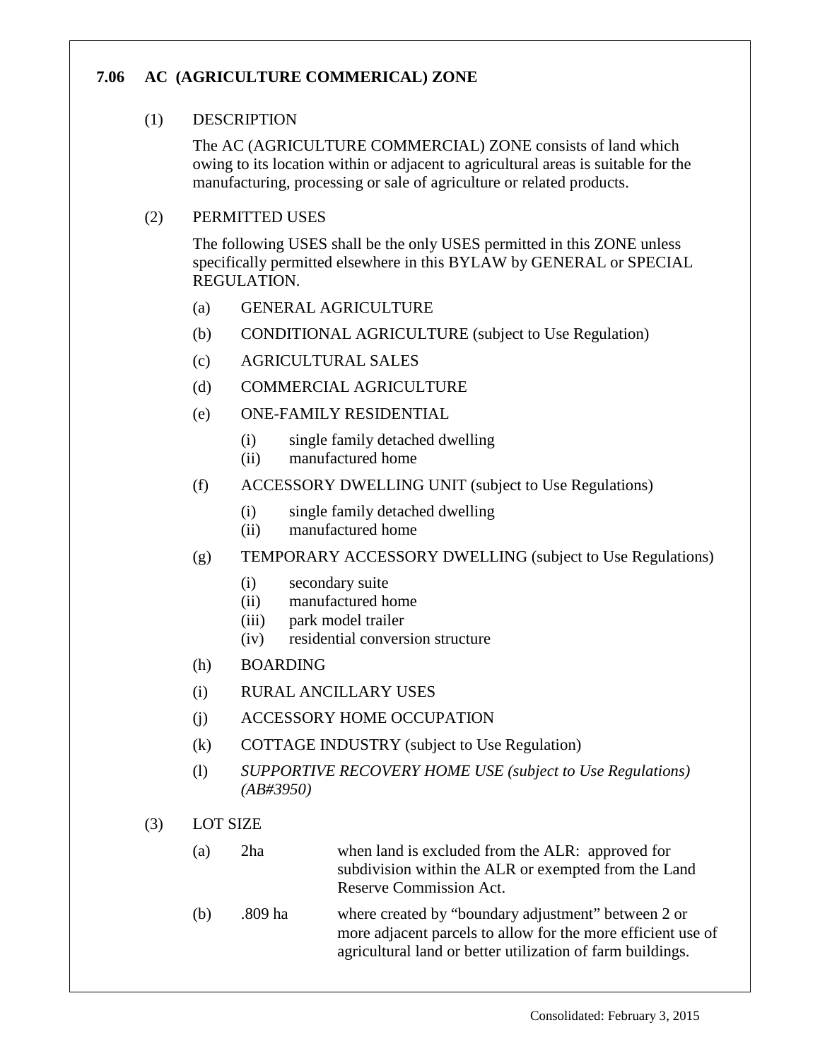## 7.06 AC (AGRICULTURE COMMERICAL) ZONE

(1) DESCRIPTION

The AC (AGRICULTURE COMMERCIAL) ZONE consists of land which owing to its location within or adjacent to agricultural areas is suitable for the manufacturing, processing or sale of agriculture or related products.

(2) PERMITTED USES

The following USES shall be the only USES permitted in this ZONE unless specifically permitted elsewhere in this BYLAW by GENERAL or SPECIAL REGULATION.

(a) GENERAL AGRICULTURE

(b) CONDITIONAL AGRICULTURE (subject to Use Regulation)

(c) AGRICULTURAL SALES

(d) COMMERCIAL AGRICULTURE

(e) ONE-FAMILY RESIDENTIAL

- (i) single family detached dwelling
- (ii) manufactured home

(f) ACCESSORY DWELLING UNIT (subject to Use Regulations)

- (i) single family detached dwelling
- (ii) manufactured home

(g) TEMPORARY ACCESSORY DWELLING (subject to Use Regulations)

- (i) secondary suite
- (ii) manufactured home
- (iii) park model trailer
- (iv) residential conversion structure

(h) BOARDING

(i) RURAL ANCILLARY USES

(j) ACCESSORY HOME OCCUPATION

(k) COTTAGE INDUSTRY (subject to Use Regulation)

(l) *SUPPORTIVE RECOVERY HOME USE (subject to Use Regulations) (AB#3950)*

(3) LOT SIZE

(a) 2ha when land is excluded from the ALR: approved for subdivision within the ALR or exempted from the Land Reserve Commission Act.

(b) .809 ha where created by "boundary adjustment" between 2 or more adjacent parcels to allow for the more efficient use of agricultural land or better utilization of farm buildings.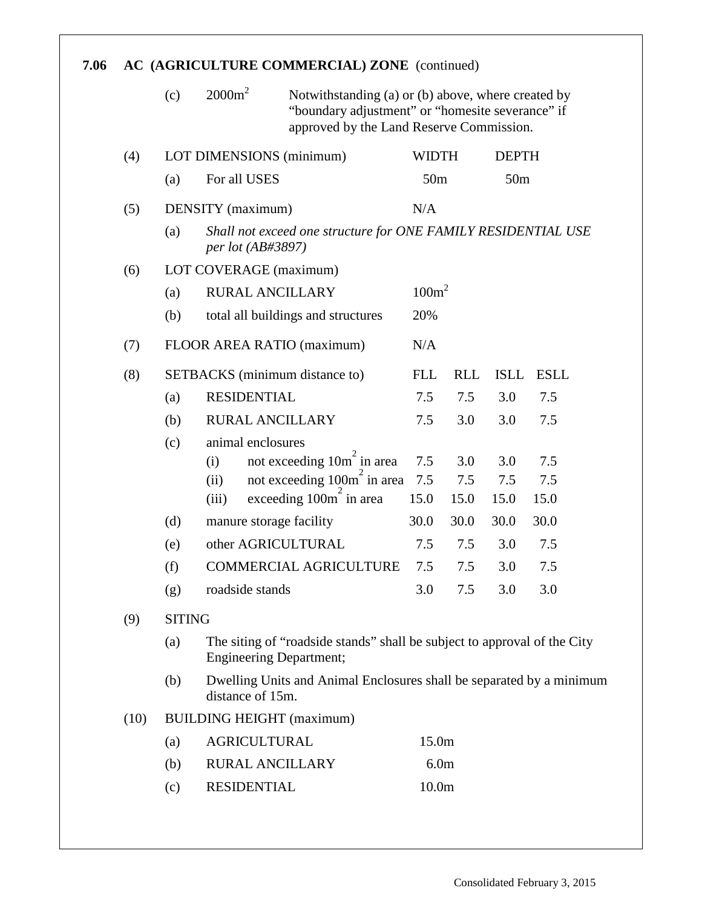## 7.06 AC (AGRICULTURE COMMERCIAL) ZONE (continued)

(c) $2000m^2$ Notwithstanding (a) or (b) above, where created by "boundary adjustment" or "homesite severance" if approved by the Land Reserve Commission.

(4) LOT DIMENSIONS (minimum)

| | | WIDTH | DEPTH |
|---|---|---|---|
| (a) | For all USES | 50m | 50m |

(5) DENSITY (maximum) N/A

(a) *Shall not exceed one structure for ONE FAMILY RESIDENTIAL USE per lot (AB#3897)*

(6) LOT COVERAGE (maximum)

| | | |
|---|---|---|
| (a) | RURAL ANCILLARY | $100m^2$ |
| (b) | total all buildings and structures | 20% |

(7) FLOOR AREA RATIO (maximum) N/A

(8) SETBACKS (minimum distance to)

| | | FLL | RLL | ISLL | ESLL |
|---|---|---|---|---|---|
| (a) | RESIDENTIAL | 7.5 | 7.5 | 3.0 | 7.5 |
| (b) | RURAL ANCILLARY | 7.5 | 3.0 | 3.0 | 7.5 |
| (c) | animal enclosures | | | | |
| | (i) not exceeding $10m^2$ in area | 7.5 | 3.0 | 3.0 | 7.5 |
| | (ii) not exceeding $100m^2$ in area | 7.5 | 7.5 | 7.5 | 7.5 |
| | (iii) exceeding $100m^2$ in area | 15.0 | 15.0 | 15.0 | 15.0 |
| (d) | manure storage facility | 30.0 | 30.0 | 30.0 | 30.0 |
| (e) | other AGRICULTURAL | 7.5 | 7.5 | 3.0 | 7.5 |
| (f) | COMMERCIAL AGRICULTURE | 7.5 | 7.5 | 3.0 | 7.5 |
| (g) | roadside stands | 3.0 | 7.5 | 3.0 | 3.0 |

(9) SITING

(a) The siting of "roadside stands" shall be subject to approval of the City Engineering Department;

(b) Dwelling Units and Animal Enclosures shall be separated by a minimum distance of 15m.

(10) BUILDING HEIGHT (maximum)

| | | |
|---|---|---|
| (a) | AGRICULTURAL | 15.0m |
| (b) | RURAL ANCILLARY | 6.0m |
| (c) | RESIDENTIAL | 10.0m |

Consolidated February 3, 2015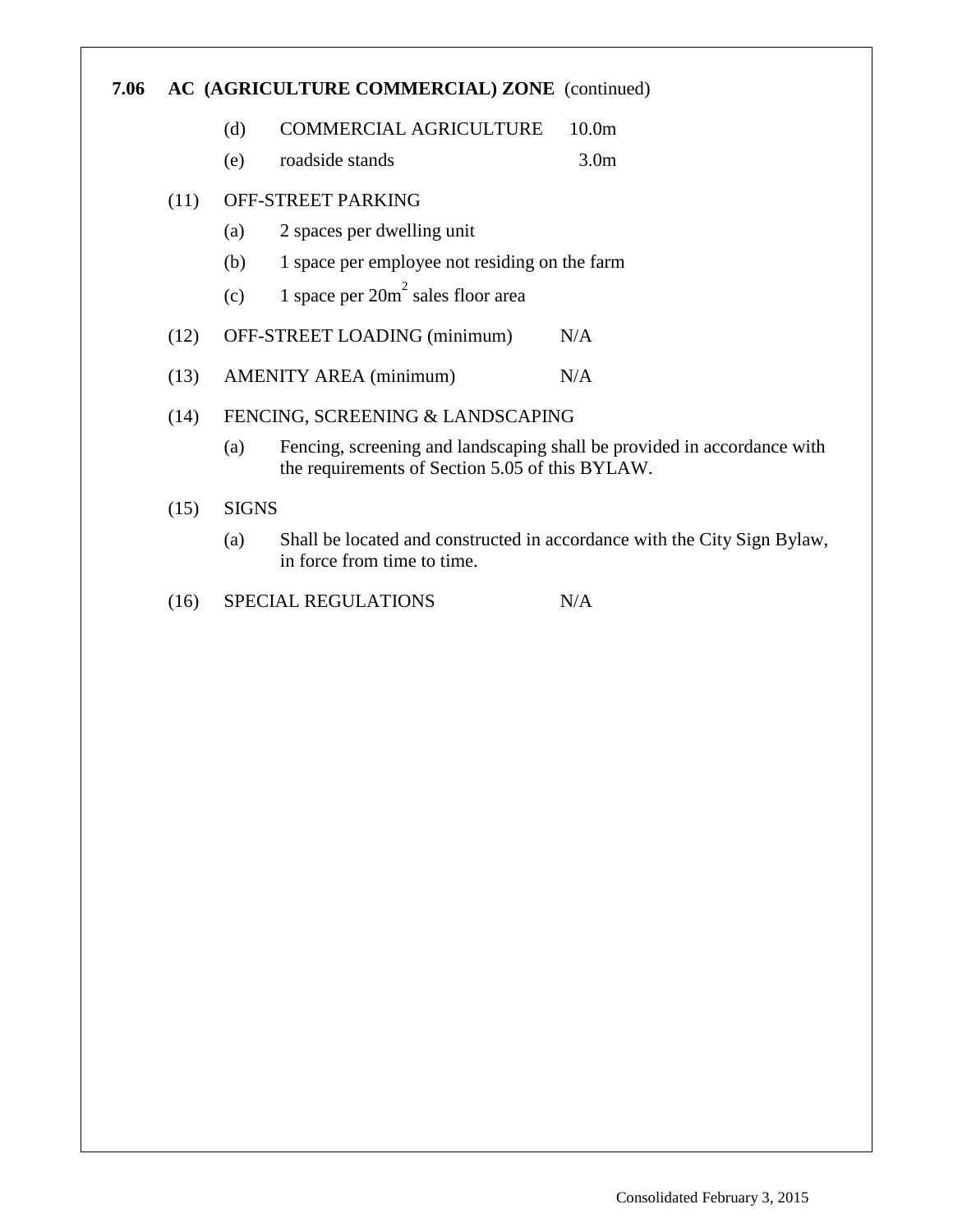## 7.06 AC (AGRICULTURE COMMERCIAL) ZONE (continued)

(d) COMMERCIAL AGRICULTURE 10.0m

(e) roadside stands 3.0m

(11) OFF-STREET PARKING

(a) 2 spaces per dwelling unit

(b) 1 space per employee not residing on the farm

(c) 1 space per $20m^2$ sales floor area

(12) OFF-STREET LOADING (minimum) N/A

(13) AMENITY AREA (minimum) N/A

(14) FENCING, SCREENING & LANDSCAPING

(a) Fencing, screening and landscaping shall be provided in accordance with the requirements of Section 5.05 of this BYLAW.

(15) SIGNS

(a) Shall be located and constructed in accordance with the City Sign Bylaw, in force from time to time.

(16) SPECIAL REGULATIONS N/A

Consolidated February 3, 2015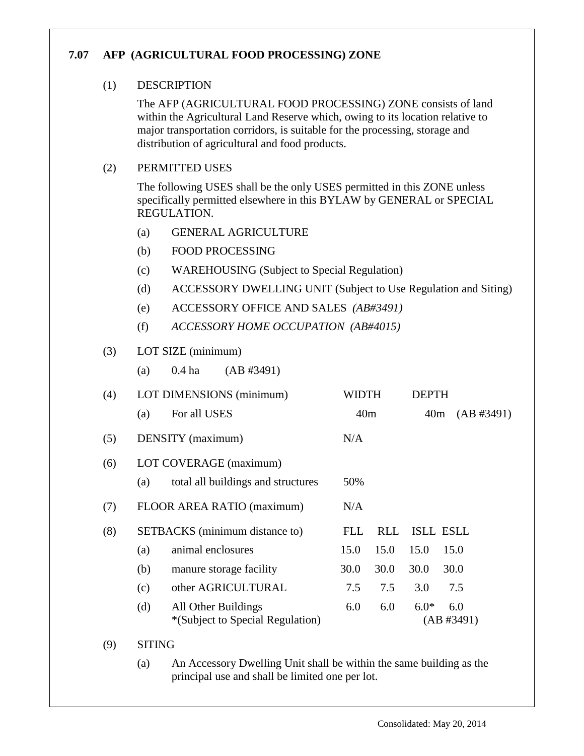## 7.07 AFP (AGRICULTURAL FOOD PROCESSING) ZONE

(1) DESCRIPTION

The AFP (AGRICULTURAL FOOD PROCESSING) ZONE consists of land within the Agricultural Land Reserve which, owing to its location relative to major transportation corridors, is suitable for the processing, storage and distribution of agricultural and food products.

(2) PERMITTED USES

The following USES shall be the only USES permitted in this ZONE unless specifically permitted elsewhere in this BYLAW by GENERAL or SPECIAL REGULATION.

(a) GENERAL AGRICULTURE

(b) FOOD PROCESSING

(c) WAREHOUSING (Subject to Special Regulation)

(d) ACCESSORY DWELLING UNIT (Subject to Use Regulation and Siting)

(e) ACCESSORY OFFICE AND SALES *(AB#3491)*

(f) *ACCESSORY HOME OCCUPATION (AB#4015)*

(3) LOT SIZE (minimum)

(a) 0.4 ha (AB #3491)

| (4) LOT DIMENSIONS (minimum) | WIDTH | DEPTH | |
|---|---|---|---|
| (a) For all USES | 40m | 40m | (AB #3491) |

(5) DENSITY (maximum) N/A

(6) LOT COVERAGE (maximum)

(a) total all buildings and structures 50%

(7) FLOOR AREA RATIO (maximum) N/A

| (8) SETBACKS (minimum distance to) | FLL | RLL | ISLL | ESLL |
|---|---|---|---|---|
| (a) animal enclosures | 15.0 | 15.0 | 15.0 | 15.0 |
| (b) manure storage facility | 30.0 | 30.0 | 30.0 | 30.0 |
| (c) other AGRICULTURAL | 7.5 | 7.5 | 3.0 | 7.5 |
| (d) All Other Buildings *(Subject to Special Regulation) | 6.0 | 6.0 | 6.0* | 6.0 (AB #3491) |

(9) SITING

(a) An Accessory Dwelling Unit shall be within the same building as the principal use and shall be limited one per lot.

Consolidated: May 20, 2014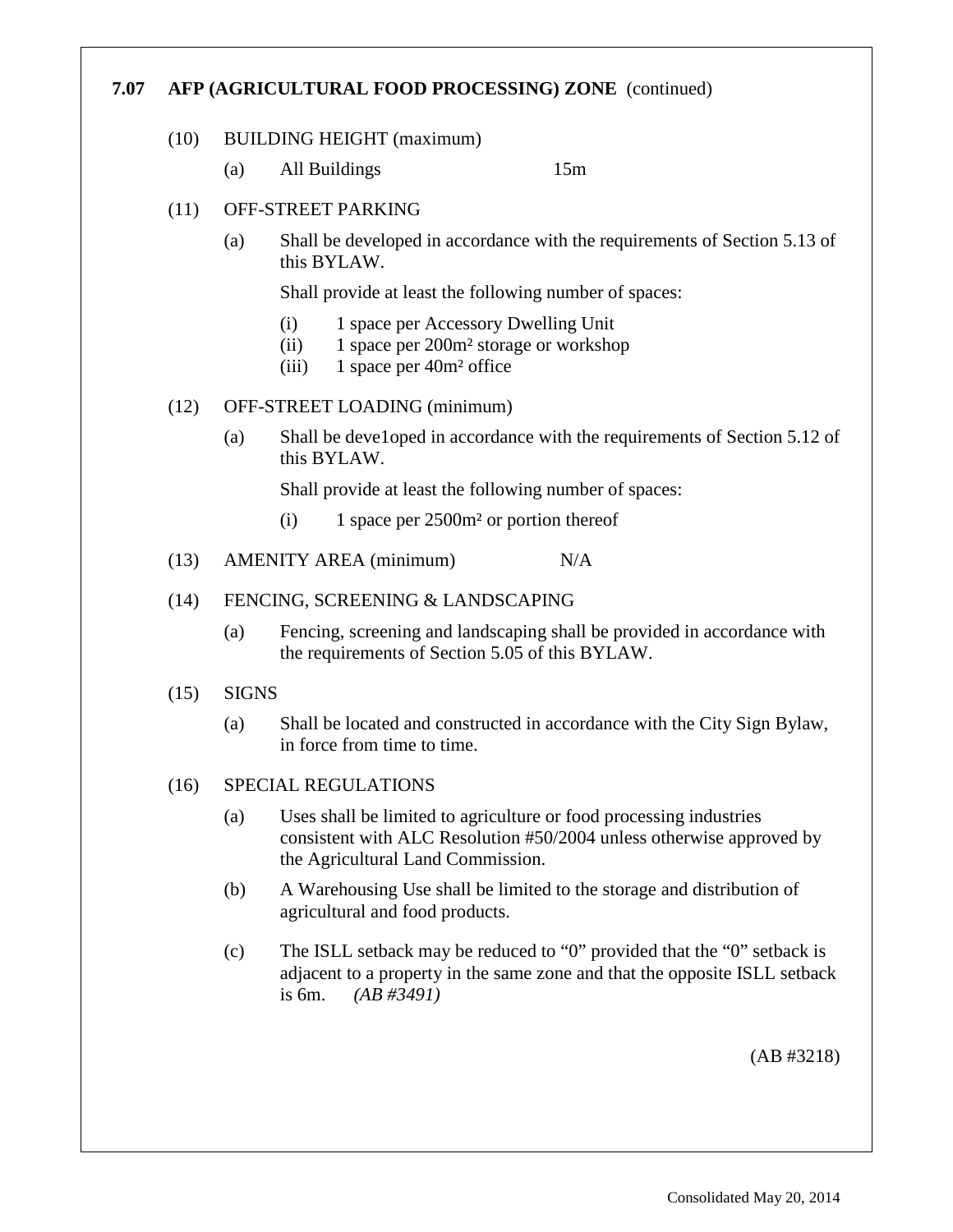## 7.07 AFP (AGRICULTURAL FOOD PROCESSING) ZONE (continued)

(10) BUILDING HEIGHT (maximum)

(a) All Buildings 15m

(11) OFF-STREET PARKING

(a) Shall be developed in accordance with the requirements of Section 5.13 of this BYLAW.

Shall provide at least the following number of spaces:

(i) 1 space per Accessory Dwelling Unit
(ii) 1 space per 200m² storage or workshop
(iii) 1 space per 40m² office

(12) OFF-STREET LOADING (minimum)

(a) Shall be deve1oped in accordance with the requirements of Section 5.12 of this BYLAW.

Shall provide at least the following number of spaces:

(i) 1 space per 2500m² or portion thereof

(13) AMENITY AREA (minimum) N/A

(14) FENCING, SCREENING & LANDSCAPING

(a) Fencing, screening and landscaping shall be provided in accordance with the requirements of Section 5.05 of this BYLAW.

(15) SIGNS

(a) Shall be located and constructed in accordance with the City Sign Bylaw, in force from time to time.

(16) SPECIAL REGULATIONS

(a) Uses shall be limited to agriculture or food processing industries consistent with ALC Resolution #50/2004 unless otherwise approved by the Agricultural Land Commission.

(b) A Warehousing Use shall be limited to the storage and distribution of agricultural and food products.

(c) The ISLL setback may be reduced to "0" provided that the "0" setback is adjacent to a property in the same zone and that the opposite ISLL setback is 6m. *(AB #3491)*

(AB #3218)

Consolidated May 20, 2014